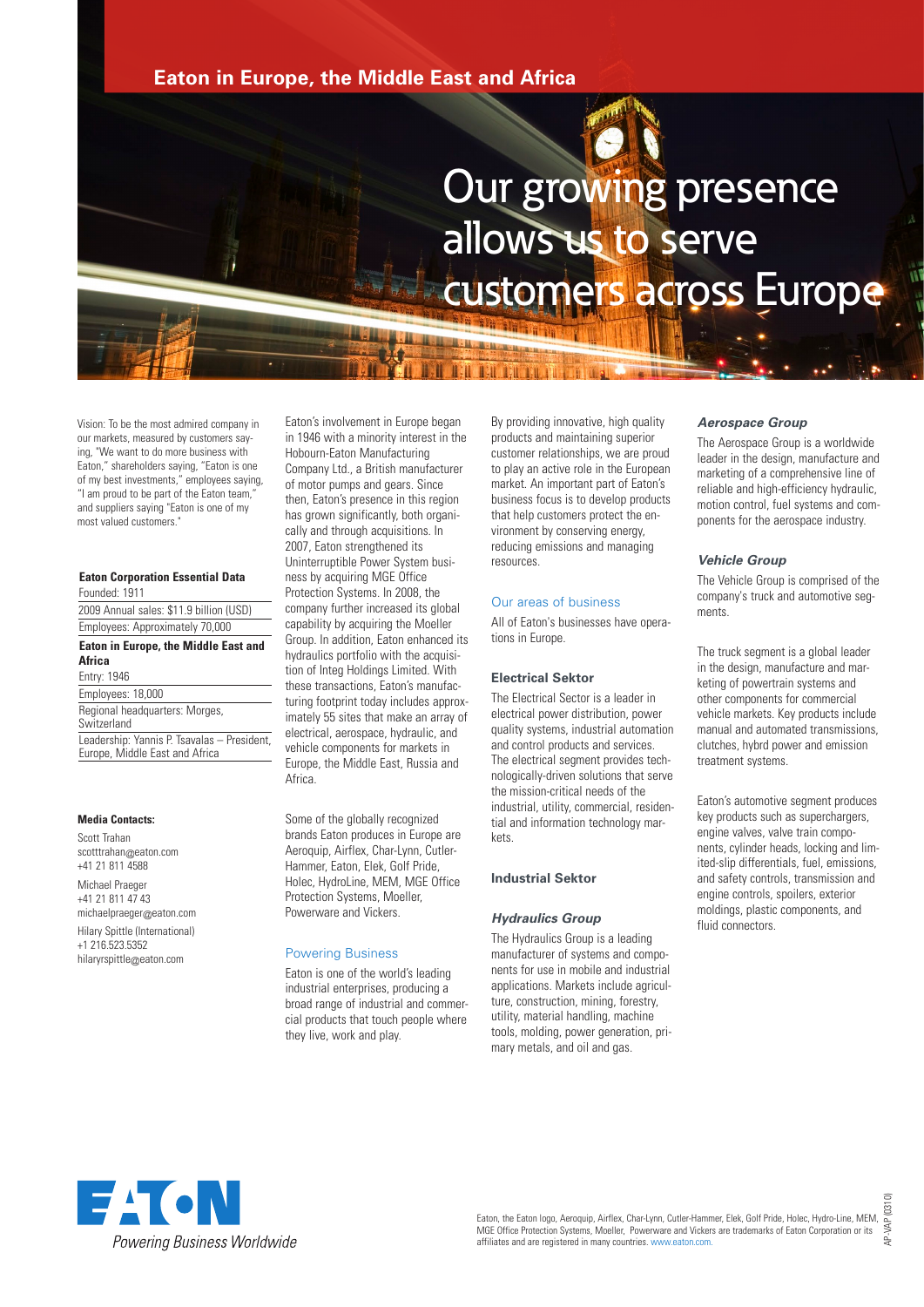# Eaton in Europe, the Middle East and Africa

## Our growing presence allows us to serve customers across Europe

Vision: To be the most admired company in our markets, measured by customers saying, "We want to do more business with Eaton," shareholders saying, "Eaton is one of my best investments," employees saying, "I am proud to be part of the Eaton team," and suppliers saying "Eaton is one of my most valued customers."

**Eaton Corporation Essential Data**

Founded: 1911

2009 Annual sales: $11.9 billion (USD)

Employees: Approximately 70,000

**Eaton in Europe, the Middle East and Africa**

Entry: 1946

Employees: 18,000

Regional headquarters: Morges, Switzerland

Leadership: Yannis P. Tsavalas – President, Europe, Middle East and Africa

**Media Contacts:**

Scott Trahan
scotttrahan@eaton.com
+41 21 811 4588

Michael Praeger
+41 21 811 47 43
michaelpraeger@eaton.com

Hilary Spittle (International)
+1 216.523.5352
hilaryrspittle@eaton.com

Eaton's involvement in Europe began in 1946 with a minority interest in the Hobourn-Eaton Manufacturing Company Ltd., a British manufacturer of motor pumps and gears. Since then, Eaton's presence in this region has grown significantly, both organically and through acquisitions. In 2007, Eaton strengthened its Uninterruptible Power System business by acquiring MGE Office Protection Systems. In 2008, the company further increased its global capability by acquiring the Moeller Group. In addition, Eaton enhanced its hydraulics portfolio with the acquisition of Integ Holdings Limited. With these transactions, Eaton's manufacturing footprint today includes approximately 55 sites that make an array of electrical, aerospace, hydraulic, and vehicle components for markets in Europe, the Middle East, Russia and Africa.

Some of the globally recognized brands Eaton produces in Europe are Aeroquip, Airflex, Char-Lynn, Cutler-Hammer, Eaton, Elek, Golf Pride, Holec, HydroLine, MEM, MGE Office Protection Systems, Moeller, Powerware and Vickers.

### Powering Business

Eaton is one of the world's leading industrial enterprises, producing a broad range of industrial and commercial products that touch people where they live, work and play.

By providing innovative, high quality products and maintaining superior customer relationships, we are proud to play an active role in the European market. An important part of Eaton's business focus is to develop products that help customers protect the environment by conserving energy, reducing emissions and managing resources.

### Our areas of business

All of Eaton's businesses have operations in Europe.

#### Electrical Sektor

The Electrical Sector is a leader in electrical power distribution, power quality systems, industrial automation and control products and services. The electrical segment provides technologically-driven solutions that serve the mission-critical needs of the industrial, utility, commercial, residential and information technology markets.

#### Industrial Sektor

#### *Hydraulics Group*

The Hydraulics Group is a leading manufacturer of systems and components for use in mobile and industrial applications. Markets include agriculture, construction, mining, forestry, utility, material handling, machine tools, molding, power generation, primary metals, and oil and gas.

#### *Aerospace Group*

The Aerospace Group is a worldwide leader in the design, manufacture and marketing of a comprehensive line of reliable and high-efficiency hydraulic, motion control, fuel systems and components for the aerospace industry.

#### *Vehicle Group*

The Vehicle Group is comprised of the company's truck and automotive segments.

The truck segment is a global leader in the design, manufacture and marketing of powertrain systems and other components for commercial vehicle markets. Key products include manual and automated transmissions, clutches, hybrd power and emission treatment systems.

Eaton's automotive segment produces key products such as superchargers, engine valves, valve train components, cylinder heads, locking and limited-slip differentials, fuel, emissions, and safety controls, transmission and engine controls, spoilers, exterior moldings, plastic components, and fluid connectors.

EATON
*Powering Business Worldwide*

Eaton, the Eaton logo, Aeroquip, Airflex, Char-Lynn, Cutler-Hammer, Elek, Golf Pride, Holec, Hydro-Line, MEM, MGE Office Protection Systems, Moeller, Powerware and Vickers are trademarks of Eaton Corporation or its affiliates and are registered in many countries. www.eaton.com.

AP-VAP (0310)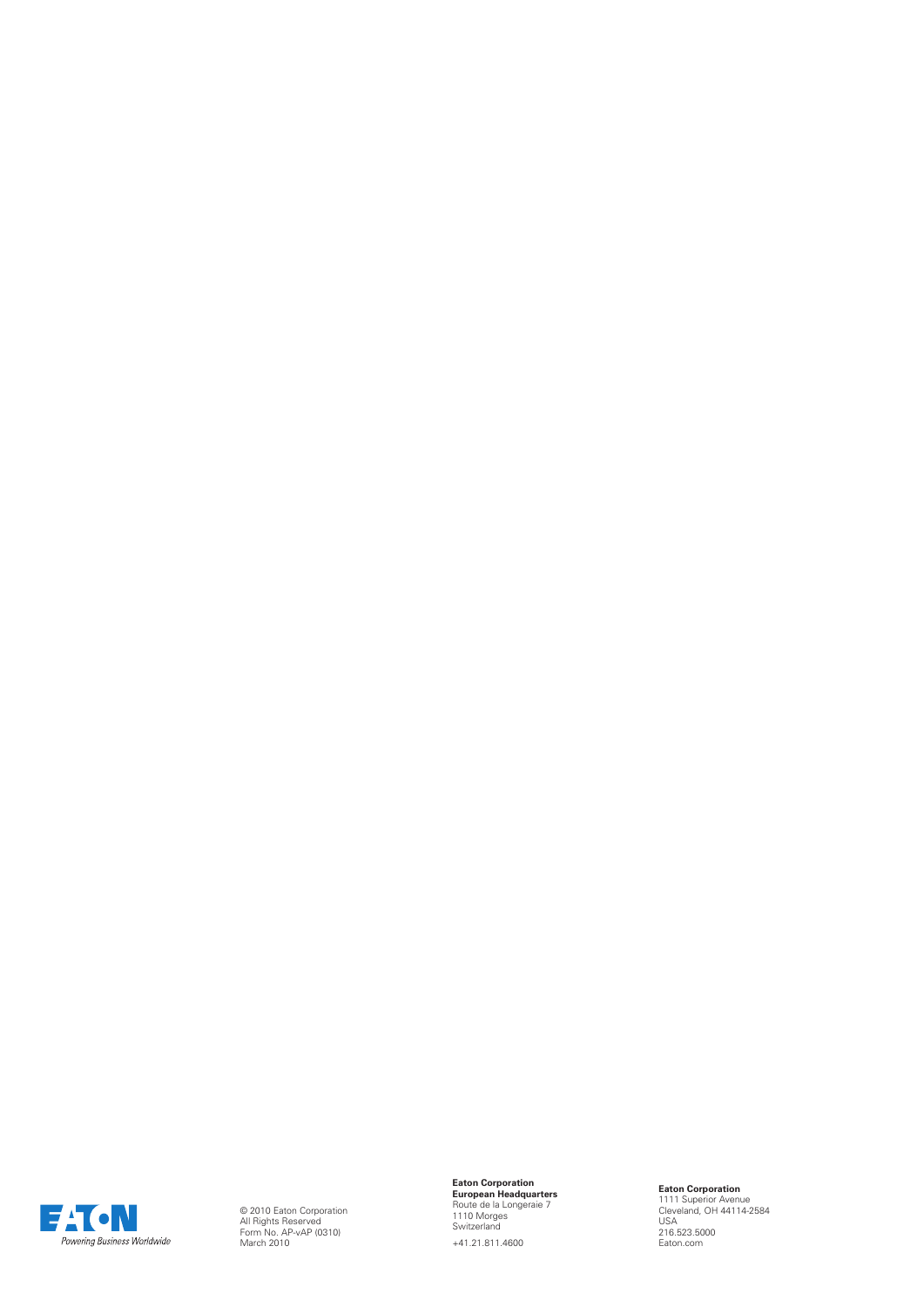EATON
*Powering Business Worldwide*

© 2010 Eaton Corporation
All Rights Reserved
Form No. AP-vAP (0310)
March 2010

**Eaton Corporation**
**European Headquarters**
Route de la Longeraie 7
1110 Morges
Switzerland

+41.21.811.4600

**Eaton Corporation**
1111 Superior Avenue
Cleveland, OH 44114-2584
USA
216.523.5000
Eaton.com